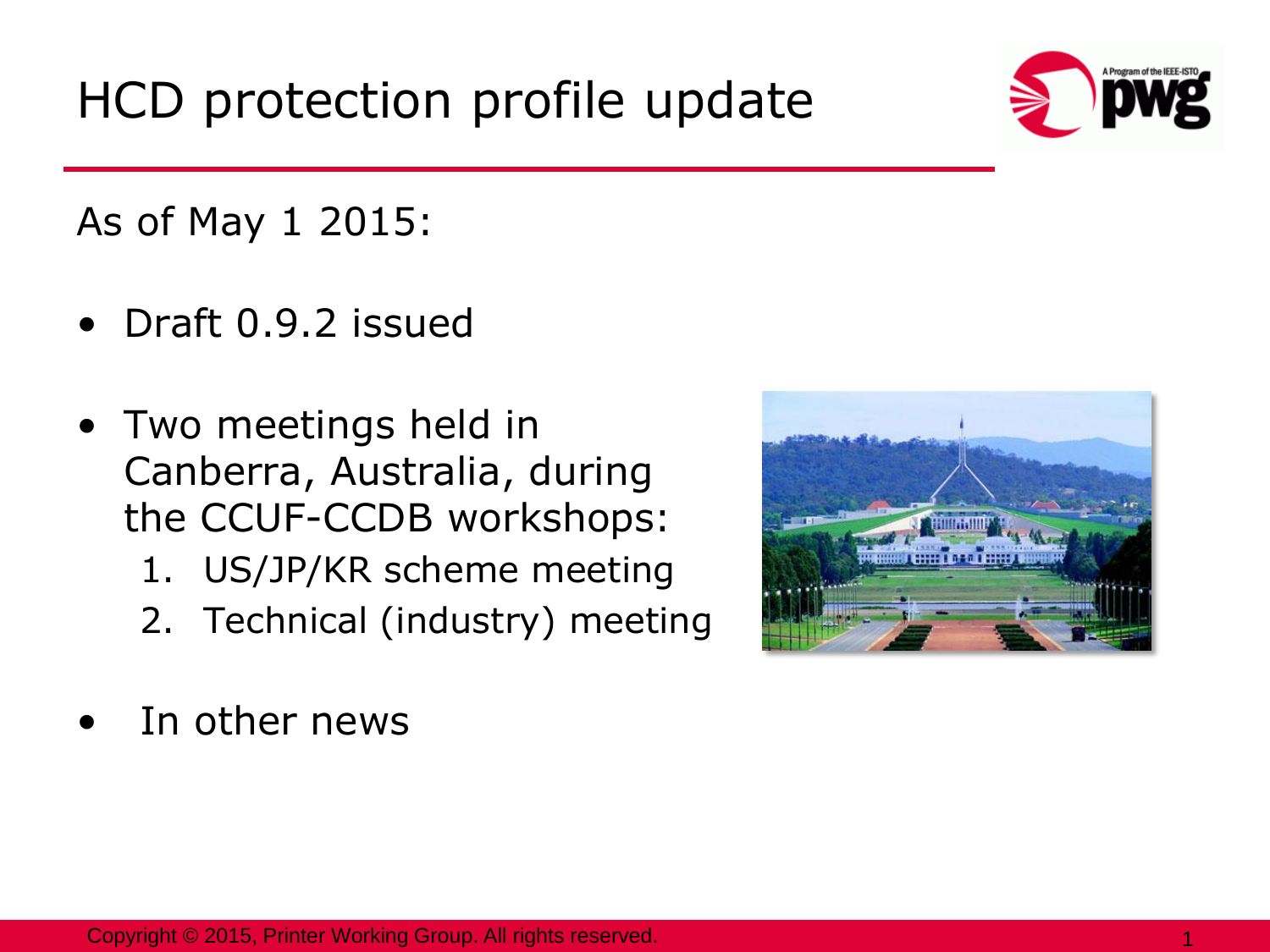# HCD protection profile update

As of May 1 2015:

- Draft 0.9.2 issued
- Two meetings held in Canberra, Australia, during the CCUF-CCDB workshops:
  1. US/JP/KR scheme meeting
  2. Technical (industry) meeting
- In other news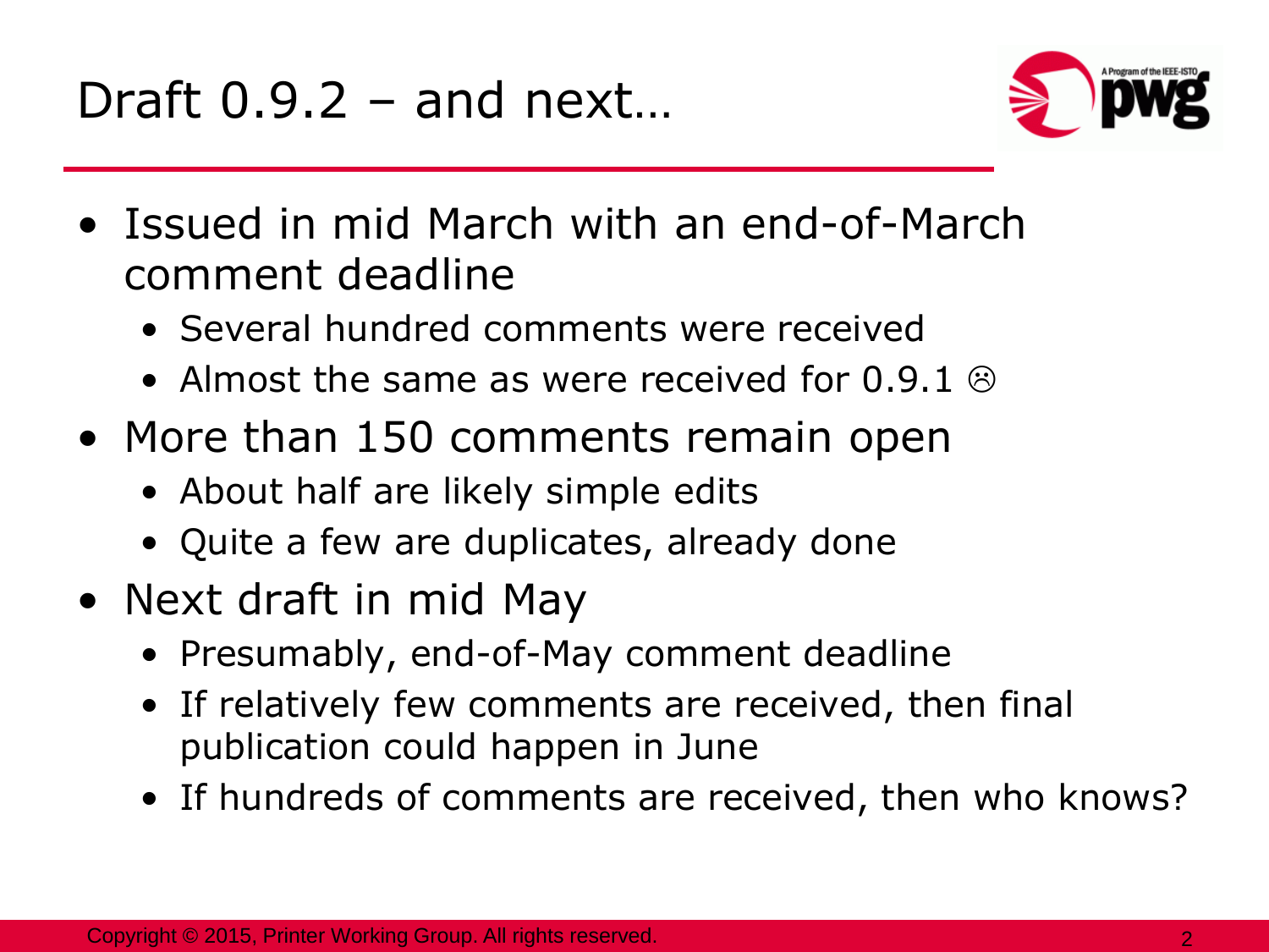# Draft 0.9.2 – and next…

- Issued in mid March with an end-of-March comment deadline
  - Several hundred comments were received
  - Almost the same as were received for 0.9.1 ☹
- More than 150 comments remain open
  - About half are likely simple edits
  - Quite a few are duplicates, already done
- Next draft in mid May
  - Presumably, end-of-May comment deadline
  - If relatively few comments are received, then final publication could happen in June
  - If hundreds of comments are received, then who knows?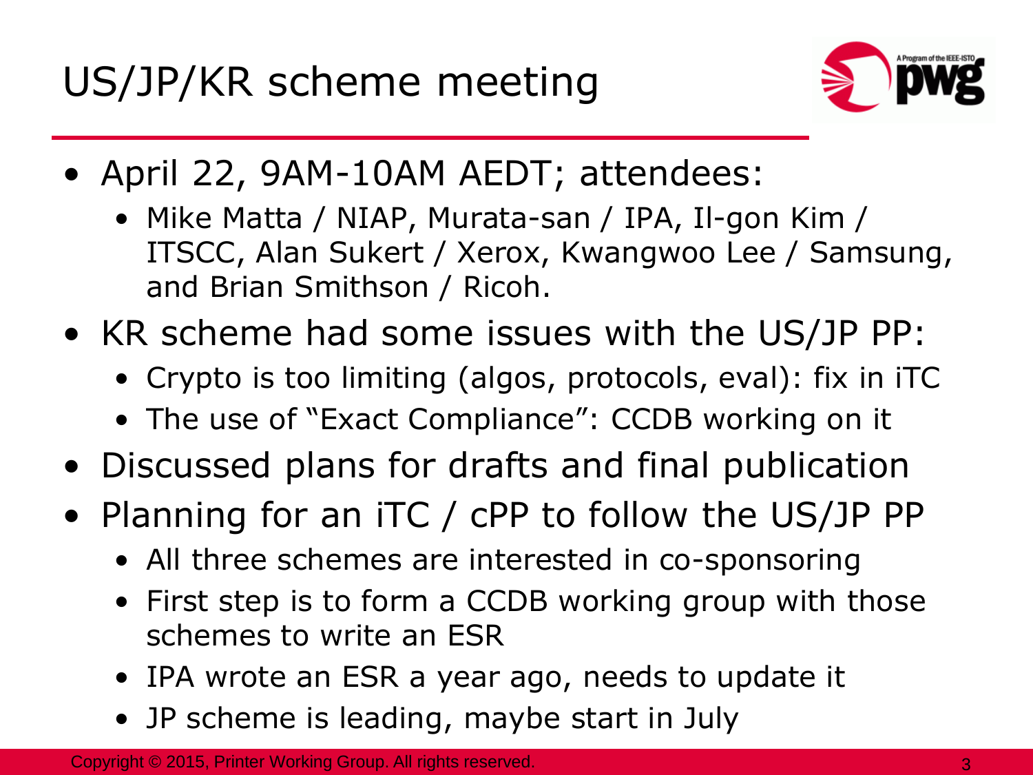# US/JP/KR scheme meeting

- April 22, 9AM-10AM AEDT; attendees:
  - Mike Matta / NIAP, Murata-san / IPA, Il-gon Kim / ITSCC, Alan Sukert / Xerox, Kwangwoo Lee / Samsung, and Brian Smithson / Ricoh.
- KR scheme had some issues with the US/JP PP:
  - Crypto is too limiting (algos, protocols, eval): fix in iTC
  - The use of "Exact Compliance": CCDB working on it
- Discussed plans for drafts and final publication
- Planning for an iTC / cPP to follow the US/JP PP
  - All three schemes are interested in co-sponsoring
  - First step is to form a CCDB working group with those schemes to write an ESR
  - IPA wrote an ESR a year ago, needs to update it
  - JP scheme is leading, maybe start in July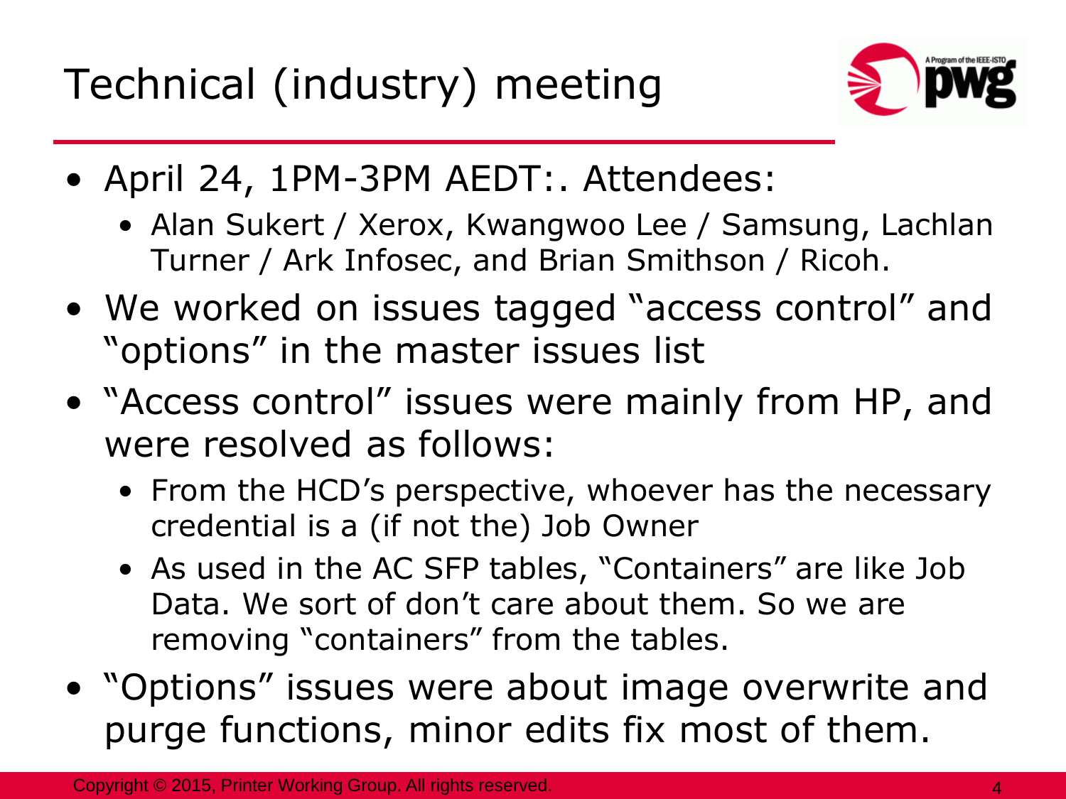# Technical (industry) meeting

- April 24, 1PM-3PM AEDT:. Attendees:
  - Alan Sukert / Xerox, Kwangwoo Lee / Samsung, Lachlan Turner / Ark Infosec, and Brian Smithson / Ricoh.
- We worked on issues tagged "access control" and "options" in the master issues list
- "Access control" issues were mainly from HP, and were resolved as follows:
  - From the HCD's perspective, whoever has the necessary credential is a (if not the) Job Owner
  - As used in the AC SFP tables, "Containers" are like Job Data. We sort of don't care about them. So we are removing "containers" from the tables.
- "Options" issues were about image overwrite and purge functions, minor edits fix most of them.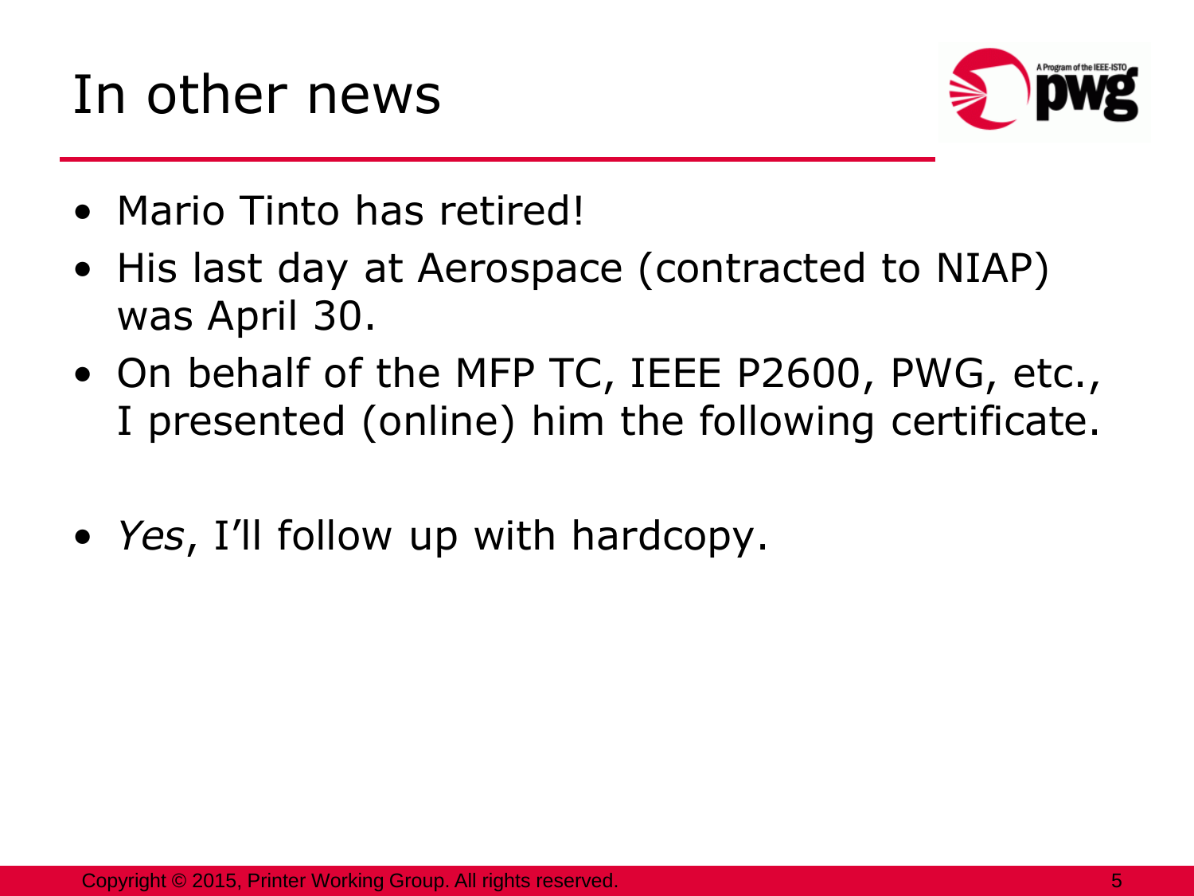# In other news

- Mario Tinto has retired!
- His last day at Aerospace (contracted to NIAP) was April 30.
- On behalf of the MFP TC, IEEE P2600, PWG, etc., I presented (online) him the following certificate.
- *Yes*, I'll follow up with hardcopy.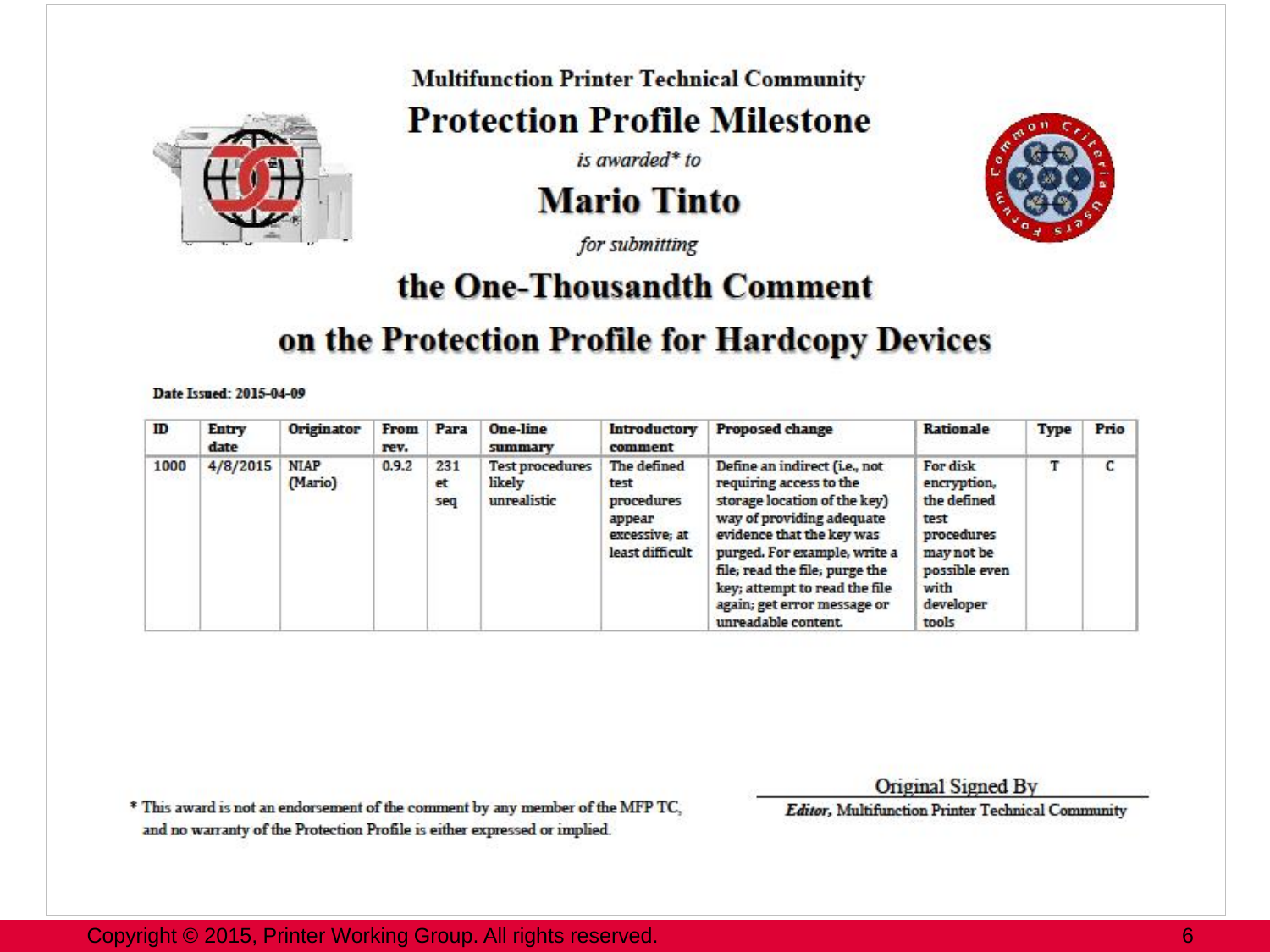Multifunction Printer Technical Community

# Protection Profile Milestone

*is awarded\* to*

## Mario Tinto

*for submitting*

## the One-Thousandth Comment

## on the Protection Profile for Hardcopy Devices

**Date Issued: 2015-04-09**

| ID | Entry date | Originator | From rev. | Para | One-line summary | Introductory comment | Proposed change | Rationale | Type | Prio |
|---|---|---|---|---|---|---|---|---|---|---|
| 1000 | 4/8/2015 | NIAP (Mario) | 0.9.2 | 231 et seq | Test procedures likely unrealistic | The defined test procedures appear excessive; at least difficult | Define an indirect (i.e., not requiring access to the storage location of the key) way of providing adequate evidence that the key was purged. For example, write a file; read the file; purge the key; attempt to read the file again; get error message or unreadable content. | For disk encryption, the defined test procedures may not be possible even with developer tools | T | C |

\* This award is not an endorsement of the comment by any member of the MFP TC, and no warranty of the Protection Profile is either expressed or implied.

Original Signed By

*Editor,* Multifunction Printer Technical Community

Copyright © 2015, Printer Working Group. All rights reserved.